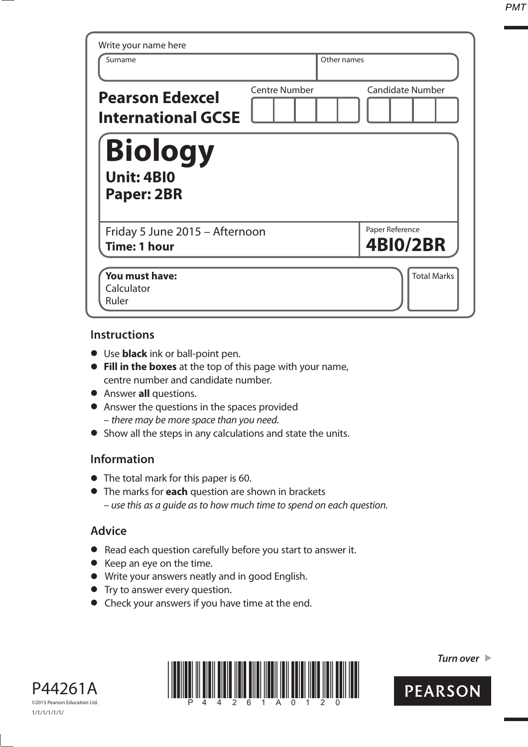Write your name here

| Surname | Other names |
|---|---|
| | |

**Pearson Edexcel International GCSE**

Centre Number | Candidate Number

# Biology

## Unit: 4BI0
## Paper: 2BR

Friday 5 June 2015 – Afternoon
**Time: 1 hour**

Paper Reference
**4BI0/2BR**

**You must have:**
Calculator
Ruler

Total Marks

## Instructions

- Use **black** ink or ball-point pen.
- **Fill in the boxes** at the top of this page with your name, centre number and candidate number.
- Answer **all** questions.
- Answer the questions in the spaces provided
  – *there may be more space than you need.*
- Show all the steps in any calculations and state the units.

## Information

- The total mark for this paper is 60.
- The marks for **each** question are shown in brackets
  – *use this as a guide as to how much time to spend on each question.*

## Advice

- Read each question carefully before you start to answer it.
- Keep an eye on the time.
- Write your answers neatly and in good English.
- Try to answer every question.
- Check your answers if you have time at the end.

P44261A

©2015 Pearson Education Ltd.

1/1/1/1/1/1/

***Turn over***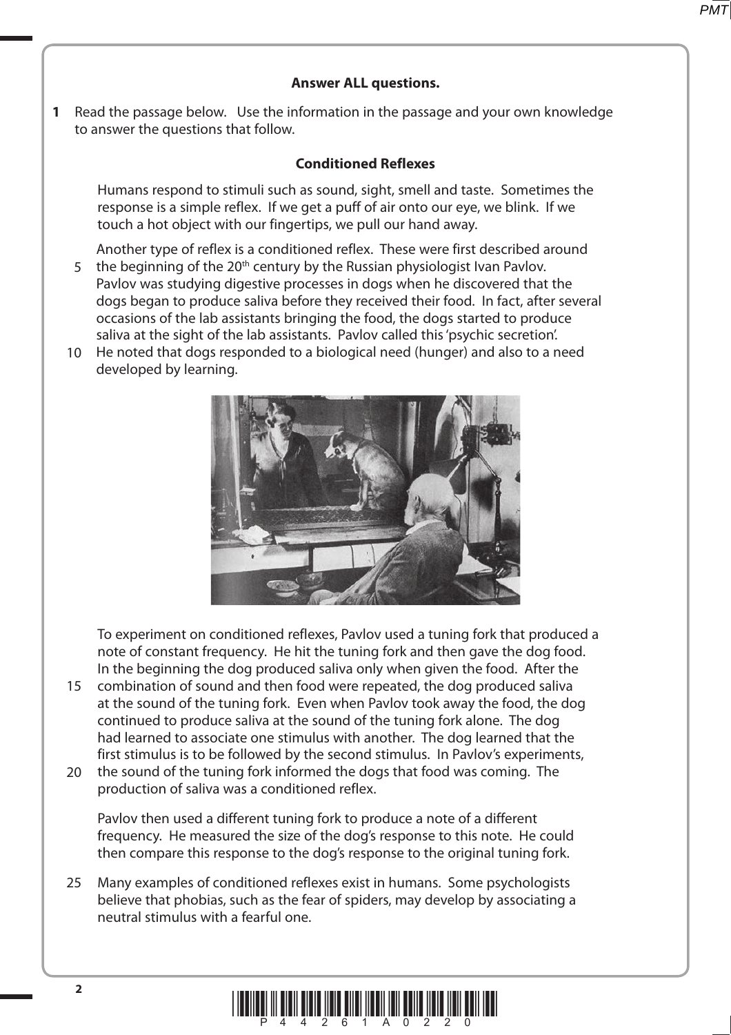**Answer ALL questions.**

**1** Read the passage below. Use the information in the passage and your own knowledge to answer the questions that follow.

**Conditioned Reflexes**

Humans respond to stimuli such as sound, sight, smell and taste. Sometimes the response is a simple reflex. If we get a puff of air onto our eye, we blink. If we touch a hot object with our fingertips, we pull our hand away.

Another type of reflex is a conditioned reflex. These were first described around
5 the beginning of the 20th century by the Russian physiologist Ivan Pavlov. Pavlov was studying digestive processes in dogs when he discovered that the dogs began to produce saliva before they received their food. In fact, after several occasions of the lab assistants bringing the food, the dogs started to produce saliva at the sight of the lab assistants. Pavlov called this 'psychic secretion'.
10 He noted that dogs responded to a biological need (hunger) and also to a need developed by learning.

To experiment on conditioned reflexes, Pavlov used a tuning fork that produced a note of constant frequency. He hit the tuning fork and then gave the dog food. In the beginning the dog produced saliva only when given the food. After the
15 combination of sound and then food were repeated, the dog produced saliva at the sound of the tuning fork. Even when Pavlov took away the food, the dog continued to produce saliva at the sound of the tuning fork alone. The dog had learned to associate one stimulus with another. The dog learned that the first stimulus is to be followed by the second stimulus. In Pavlov's experiments,
20 the sound of the tuning fork informed the dogs that food was coming. The production of saliva was a conditioned reflex.

Pavlov then used a different tuning fork to produce a note of a different frequency. He measured the size of the dog's response to this note. He could then compare this response to the dog's response to the original tuning fork.

25 Many examples of conditioned reflexes exist in humans. Some psychologists believe that phobias, such as the fear of spiders, may develop by associating a neutral stimulus with a fearful one.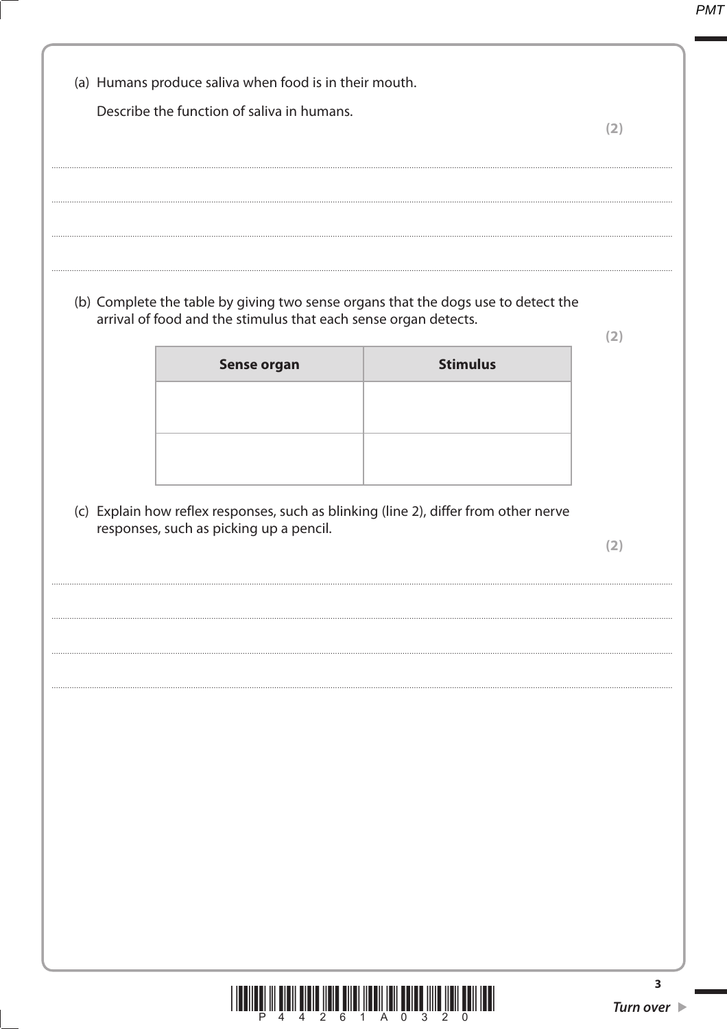(a) Humans produce saliva when food is in their mouth.

Describe the function of saliva in humans.

**(2)**

..............................................................................................................................................

..............................................................................................................................................

..............................................................................................................................................

..............................................................................................................................................

(b) Complete the table by giving two sense organs that the dogs use to detect the arrival of food and the stimulus that each sense organ detects.

**(2)**

| Sense organ | Stimulus |
|---|---|
| | |
| | |

(c) Explain how reflex responses, such as blinking (line 2), differ from other nerve responses, such as picking up a pencil.

**(2)**

..............................................................................................................................................

..............................................................................................................................................

..............................................................................................................................................

..............................................................................................................................................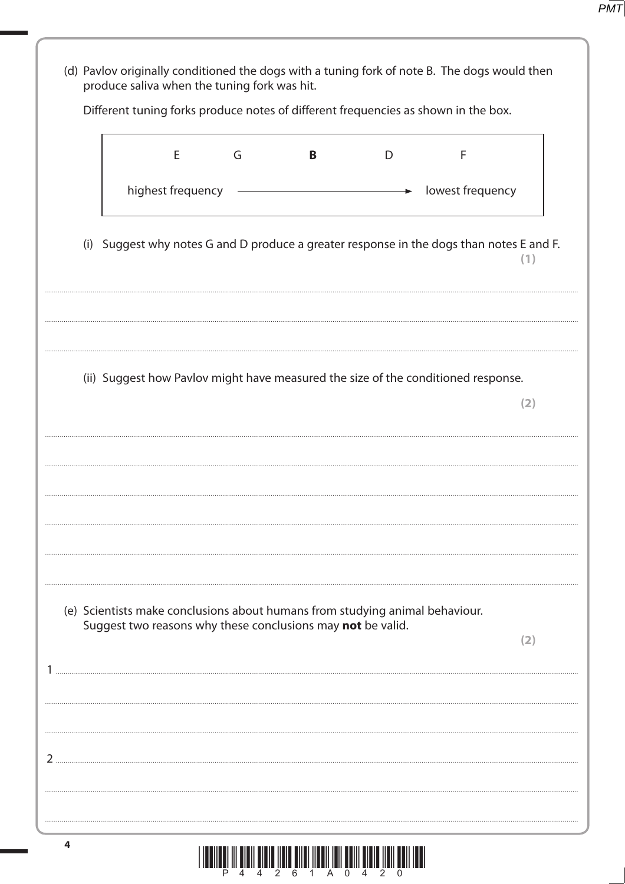(d) Pavlov originally conditioned the dogs with a tuning fork of note B. The dogs would then produce saliva when the tuning fork was hit.

Different tuning forks produce notes of different frequencies as shown in the box.

| E | G | **B** | D | F |
|---|---|---|---|---|
| highest frequency | | ⟶ | | lowest frequency |

(i) Suggest why notes G and D produce a greater response in the dogs than notes E and F. **(1)**

..........................................................................................................................................

..........................................................................................................................................

(ii) Suggest how Pavlov might have measured the size of the conditioned response. **(2)**

..........................................................................................................................................

..........................................................................................................................................

..........................................................................................................................................

..........................................................................................................................................

..........................................................................................................................................

(e) Scientists make conclusions about humans from studying animal behaviour. Suggest two reasons why these conclusions may **not** be valid. **(2)**

1 ..........................................................................................................................................

..........................................................................................................................................

..........................................................................................................................................

2 ..........................................................................................................................................

..........................................................................................................................................

..........................................................................................................................................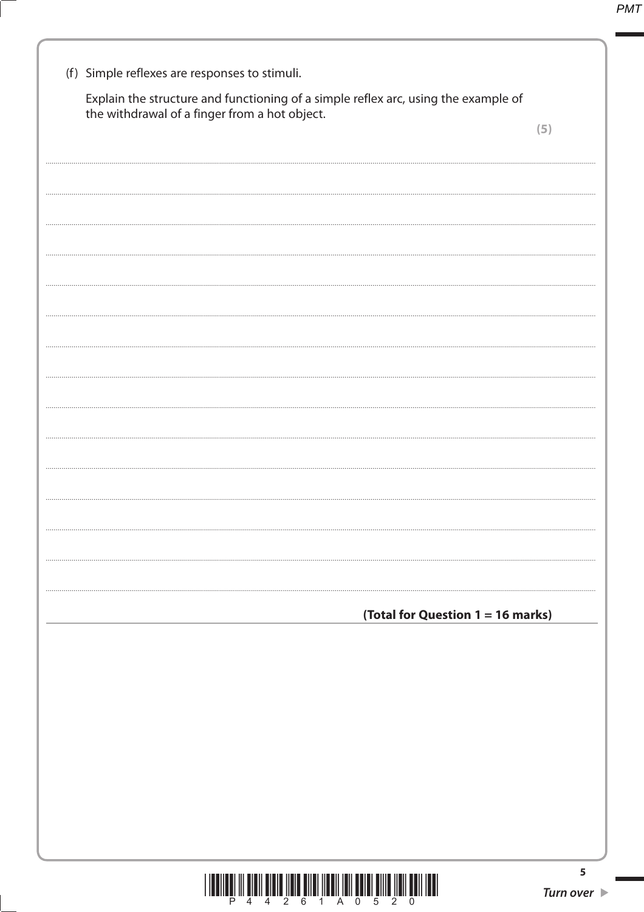(f) Simple reflexes are responses to stimuli.

Explain the structure and functioning of a simple reflex arc, using the example of the withdrawal of a finger from a hot object.

**(5)**

.......................................................................................................................................................................................

.......................................................................................................................................................................................

.......................................................................................................................................................................................

.......................................................................................................................................................................................

.......................................................................................................................................................................................

.......................................................................................................................................................................................

.......................................................................................................................................................................................

.......................................................................................................................................................................................

.......................................................................................................................................................................................

.......................................................................................................................................................................................

.......................................................................................................................................................................................

.......................................................................................................................................................................................

.......................................................................................................................................................................................

.......................................................................................................................................................................................

**(Total for Question 1 = 16 marks)**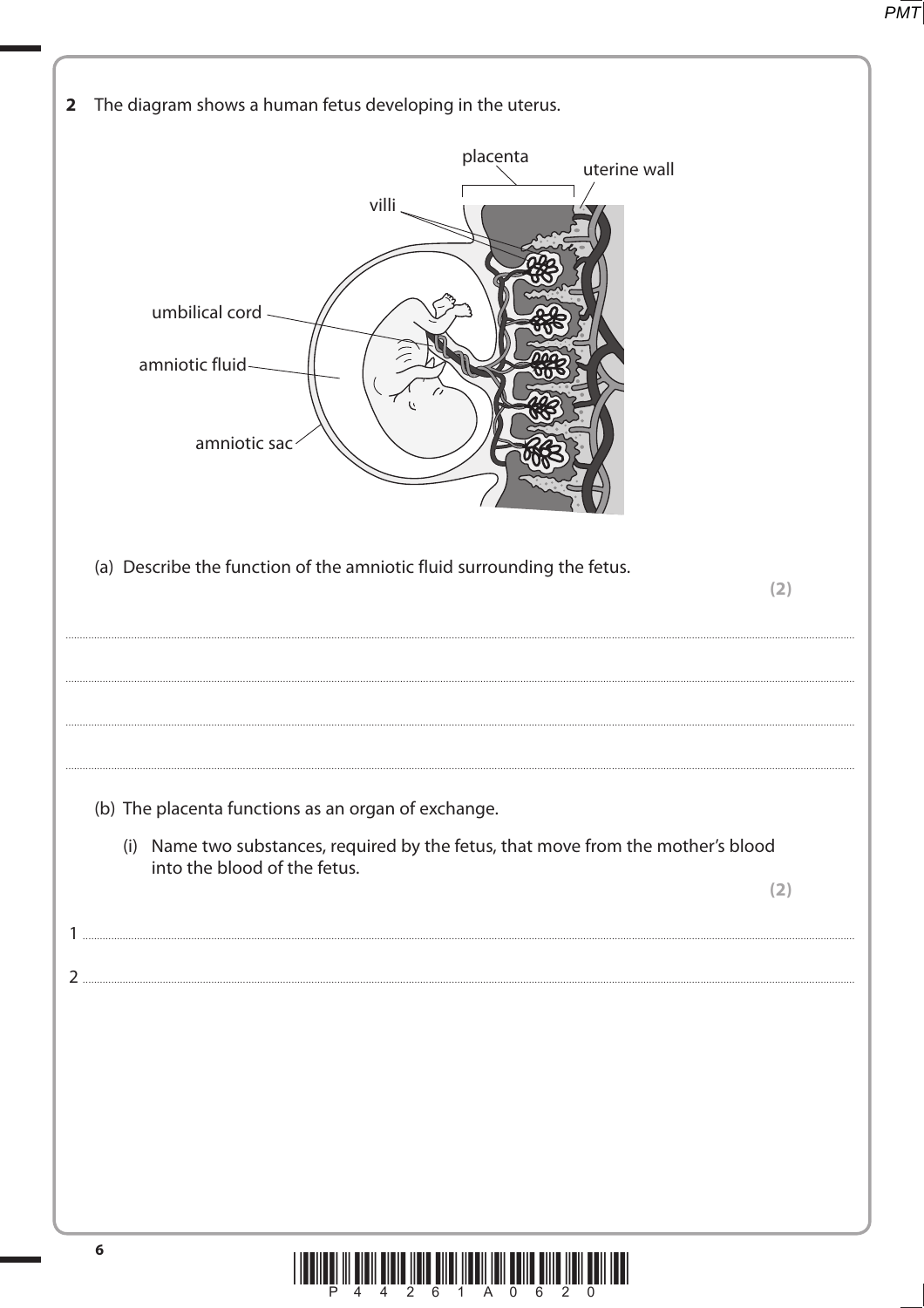**2** The diagram shows a human fetus developing in the uterus.

placenta

uterine wall

villi

umbilical cord

amniotic fluid

amniotic sac

(a) Describe the function of the amniotic fluid surrounding the fetus.

**(2)**

.......................................................................................................................................................................................

.......................................................................................................................................................................................

.......................................................................................................................................................................................

.......................................................................................................................................................................................

(b) The placenta functions as an organ of exchange.

(i) Name two substances, required by the fetus, that move from the mother's blood into the blood of the fetus.

**(2)**

1 .......................................................................................................................................................................................

2 .......................................................................................................................................................................................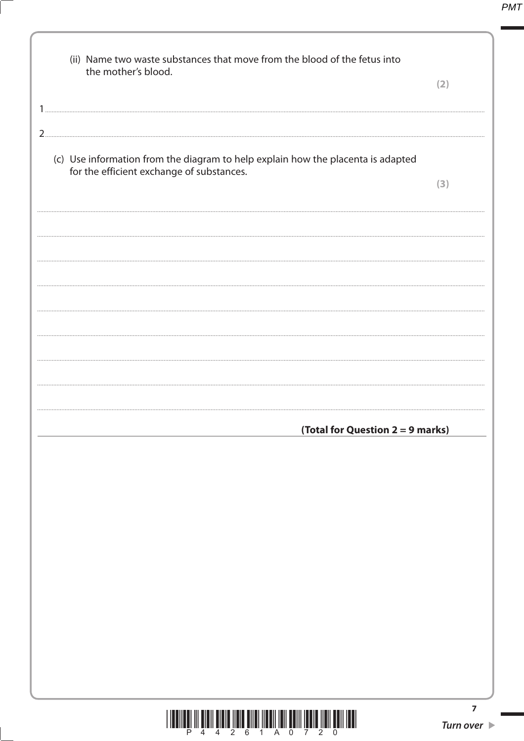(ii) Name two waste substances that move from the blood of the fetus into the mother's blood.

**(2)**

1 ..........................................................................................................................................................................................................

2 ..........................................................................................................................................................................................................

(c) Use information from the diagram to help explain how the placenta is adapted for the efficient exchange of substances.

**(3)**

..........................................................................................................................................................................................................

..........................................................................................................................................................................................................

..........................................................................................................................................................................................................

..........................................................................................................................................................................................................

..........................................................................................................................................................................................................

..........................................................................................................................................................................................................

..........................................................................................................................................................................................................

..........................................................................................................................................................................................................

**(Total for Question 2 = 9 marks)**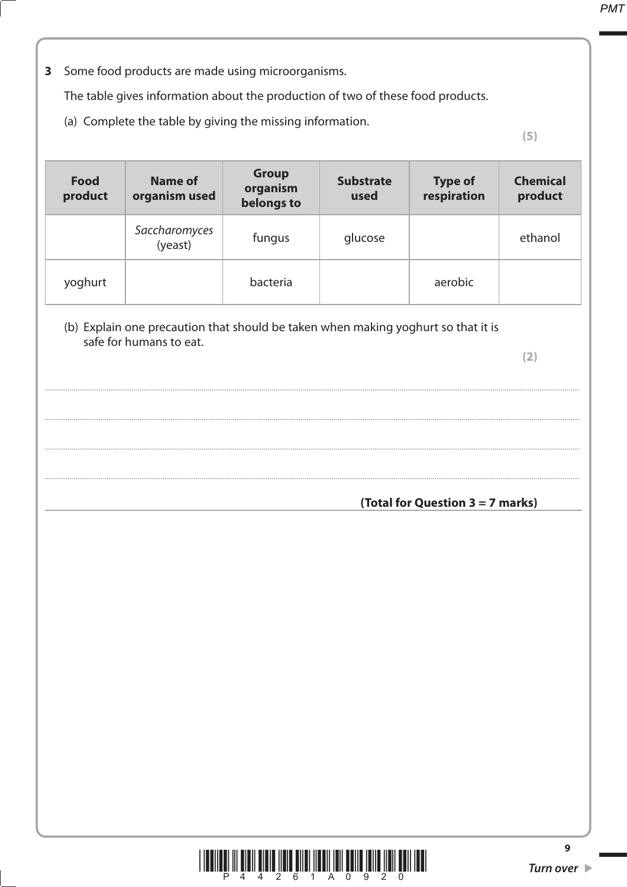**3** Some food products are made using microorganisms.

The table gives information about the production of two of these food products.

(a) Complete the table by giving the missing information.

**(5)**

| Food product | Name of organism used | Group organism belongs to | Substrate used | Type of respiration | Chemical product |
|---|---|---|---|---|---|
| | *Saccharomyces* (yeast) | fungus | glucose | | ethanol |
| yoghurt | | bacteria | | aerobic | |

(b) Explain one precaution that should be taken when making yoghurt so that it is safe for humans to eat.

**(2)**

..............................................................................................................................................

..............................................................................................................................................

..............................................................................................................................................

..............................................................................................................................................

**(Total for Question 3 = 7 marks)**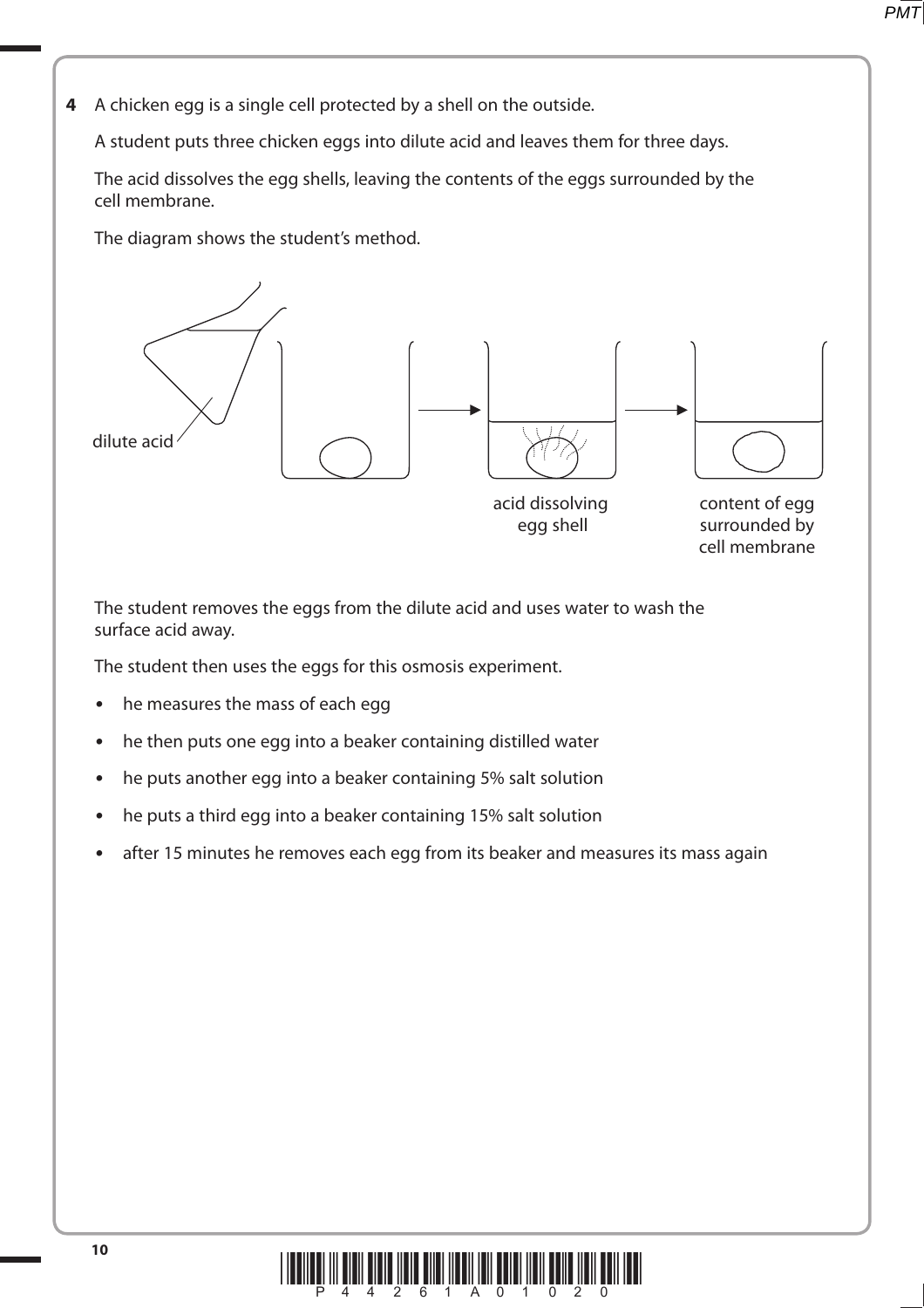**4** A chicken egg is a single cell protected by a shell on the outside.

A student puts three chicken eggs into dilute acid and leaves them for three days.

The acid dissolves the egg shells, leaving the contents of the eggs surrounded by the cell membrane.

The diagram shows the student's method.

dilute acid

acid dissolving egg shell

content of egg surrounded by cell membrane

The student removes the eggs from the dilute acid and uses water to wash the surface acid away.

The student then uses the eggs for this osmosis experiment.

- he measures the mass of each egg
- he then puts one egg into a beaker containing distilled water
- he puts another egg into a beaker containing 5% salt solution
- he puts a third egg into a beaker containing 15% salt solution
- after 15 minutes he removes each egg from its beaker and measures its mass again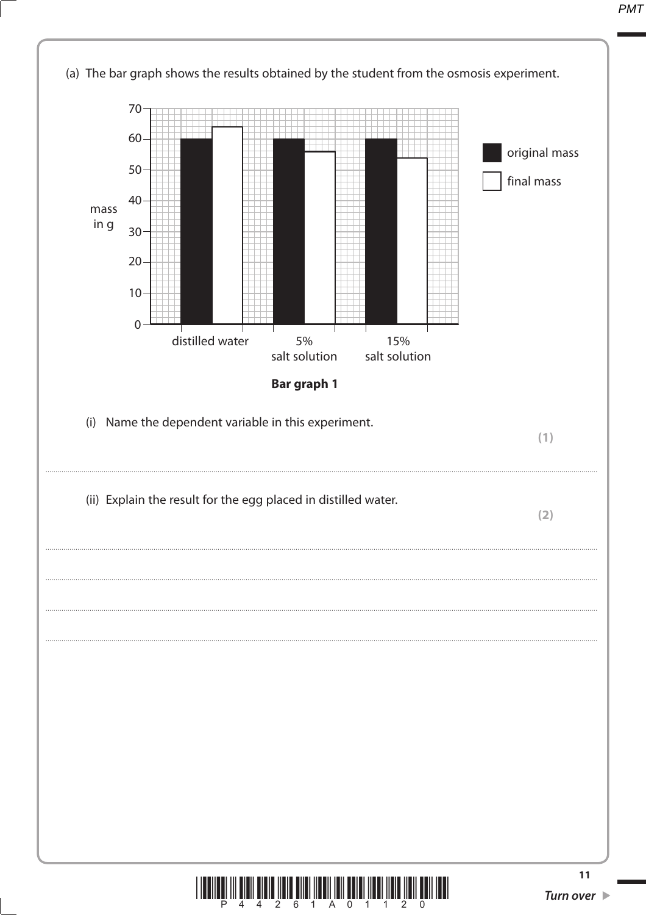(a) The bar graph shows the results obtained by the student from the osmosis experiment.

| | original mass (g) | final mass (g) |
|---|---|---|
| distilled water | 60 | 64 |
| 5% salt solution | 60 | 56 |
| 15% salt solution | 60 | 54 |

**Bar graph 1**

(i) Name the dependent variable in this experiment.

**(1)**

..........................................................................................................................................

(ii) Explain the result for the egg placed in distilled water.

**(2)**

..........................................................................................................................................

..........................................................................................................................................

..........................................................................................................................................

..........................................................................................................................................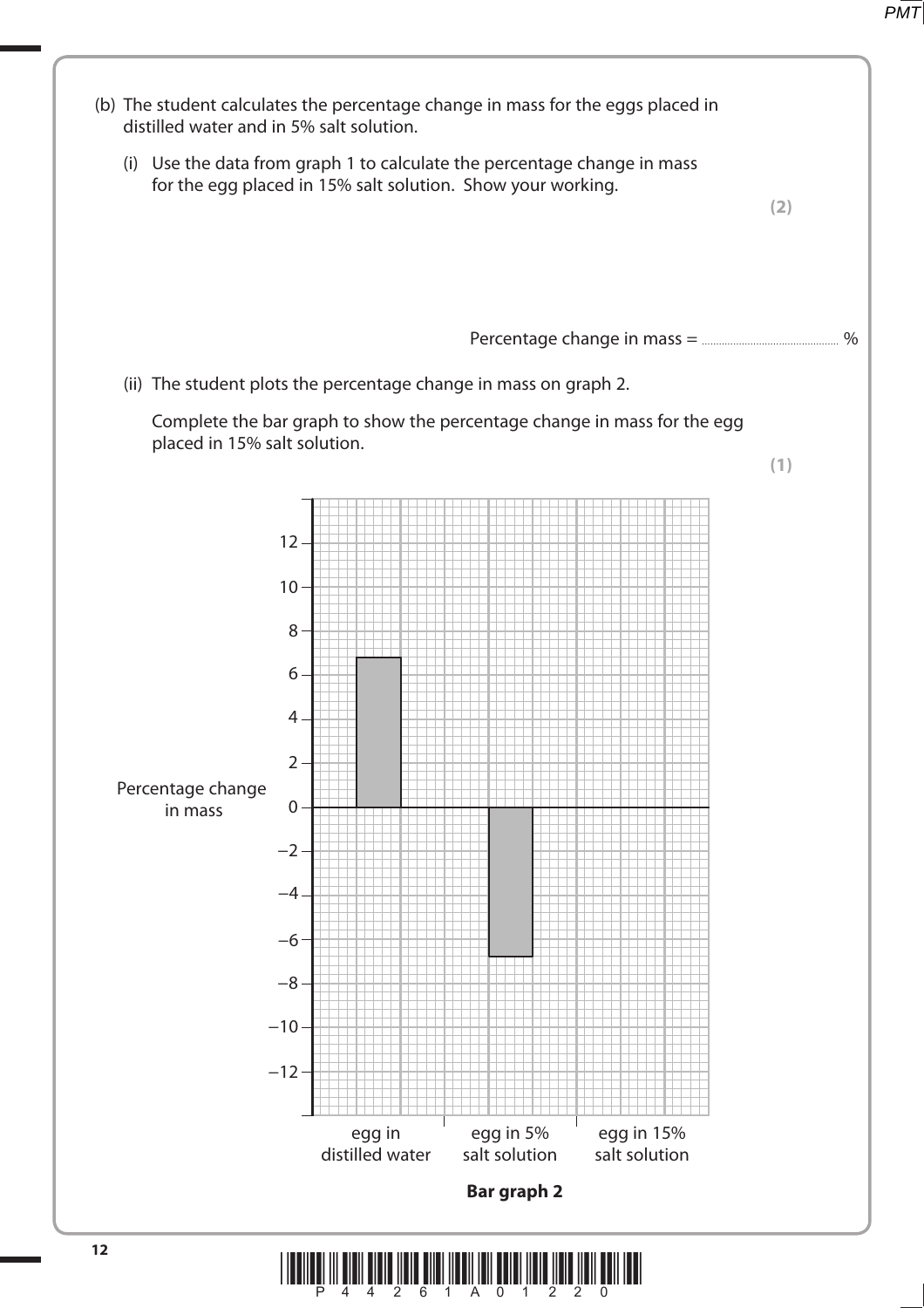(b) The student calculates the percentage change in mass for the eggs placed in distilled water and in 5% salt solution.

(i) Use the data from graph 1 to calculate the percentage change in mass for the egg placed in 15% salt solution. Show your working.

**(2)**

Percentage change in mass = .................................................. %

(ii) The student plots the percentage change in mass on graph 2.

Complete the bar graph to show the percentage change in mass for the egg placed in 15% salt solution.

**(1)**

Percentage change in mass

12, 10, 8, 6, 4, 2, 0, −2, −4, −6, −8, −10, −12

egg in distilled water | egg in 5% salt solution | egg in 15% salt solution

**Bar graph 2**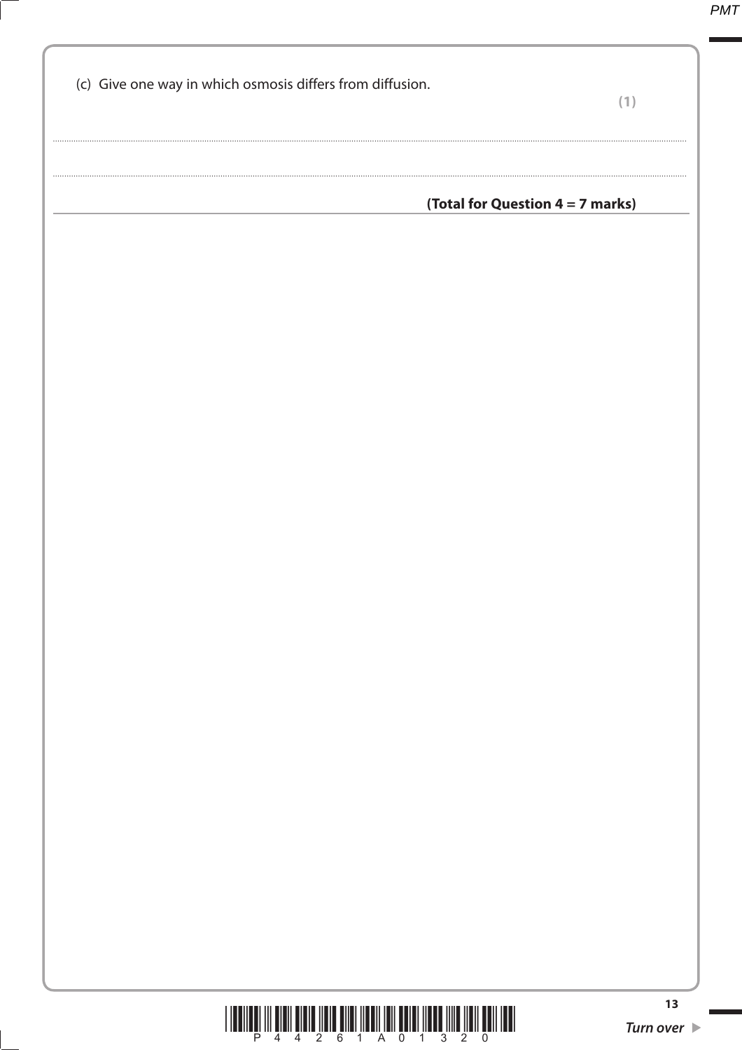(c) Give one way in which osmosis differs from diffusion.

**(1)**

..........................................................................................................................................................................................................

..........................................................................................................................................................................................................

**(Total for Question 4 = 7 marks)**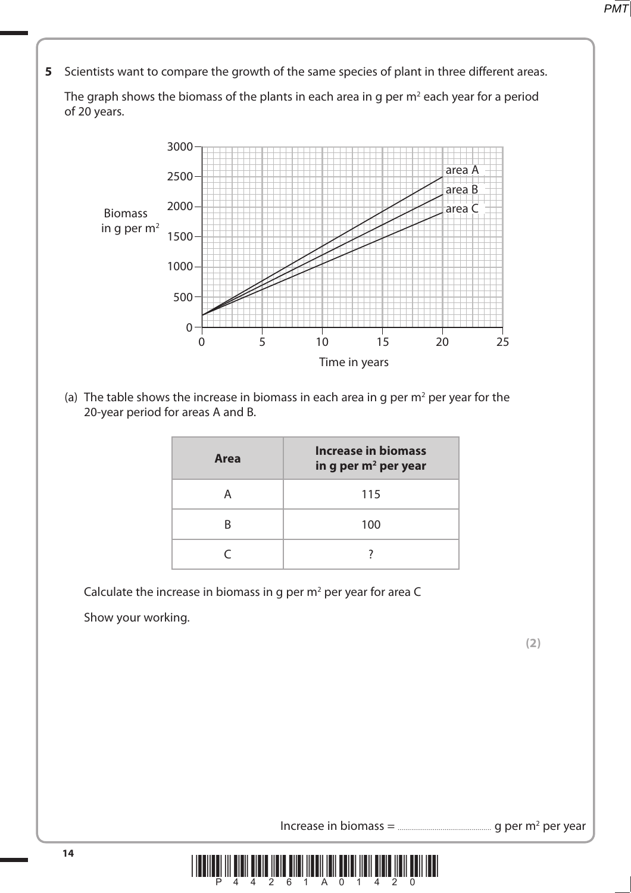**5** Scientists want to compare the growth of the same species of plant in three different areas.

The graph shows the biomass of the plants in each area in g per $m^2$ each year for a period of 20 years.

(a) The table shows the increase in biomass in each area in g per $m^2$ per year for the 20-year period for areas A and B.

| Area | Increase in biomass in g per $m^2$ per year |
|---|---|
| A | 115 |
| B | 100 |
| C | ? |

Calculate the increase in biomass in g per $m^2$ per year for area C

Show your working.

**(2)**

Increase in biomass = ................................................ g per $m^2$ per year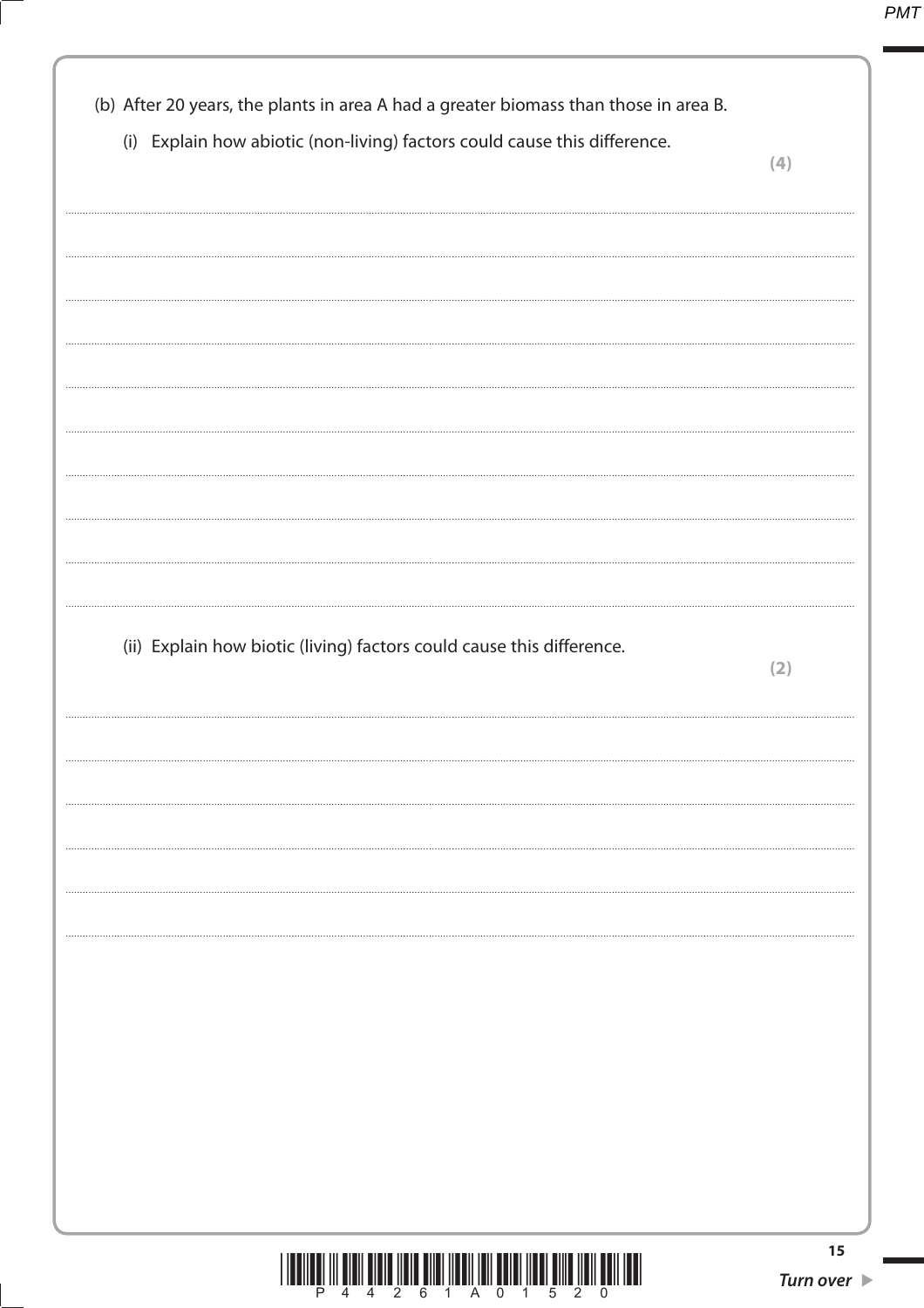(b) After 20 years, the plants in area A had a greater biomass than those in area B.

(i) Explain how abiotic (non-living) factors could cause this difference.

**(4)**

.......................................................................................................................................................................................

.......................................................................................................................................................................................

.......................................................................................................................................................................................

.......................................................................................................................................................................................

.......................................................................................................................................................................................

.......................................................................................................................................................................................

.......................................................................................................................................................................................

.......................................................................................................................................................................................

.......................................................................................................................................................................................

(ii) Explain how biotic (living) factors could cause this difference.

**(2)**

.......................................................................................................................................................................................

.......................................................................................................................................................................................

.......................................................................................................................................................................................

.......................................................................................................................................................................................

.......................................................................................................................................................................................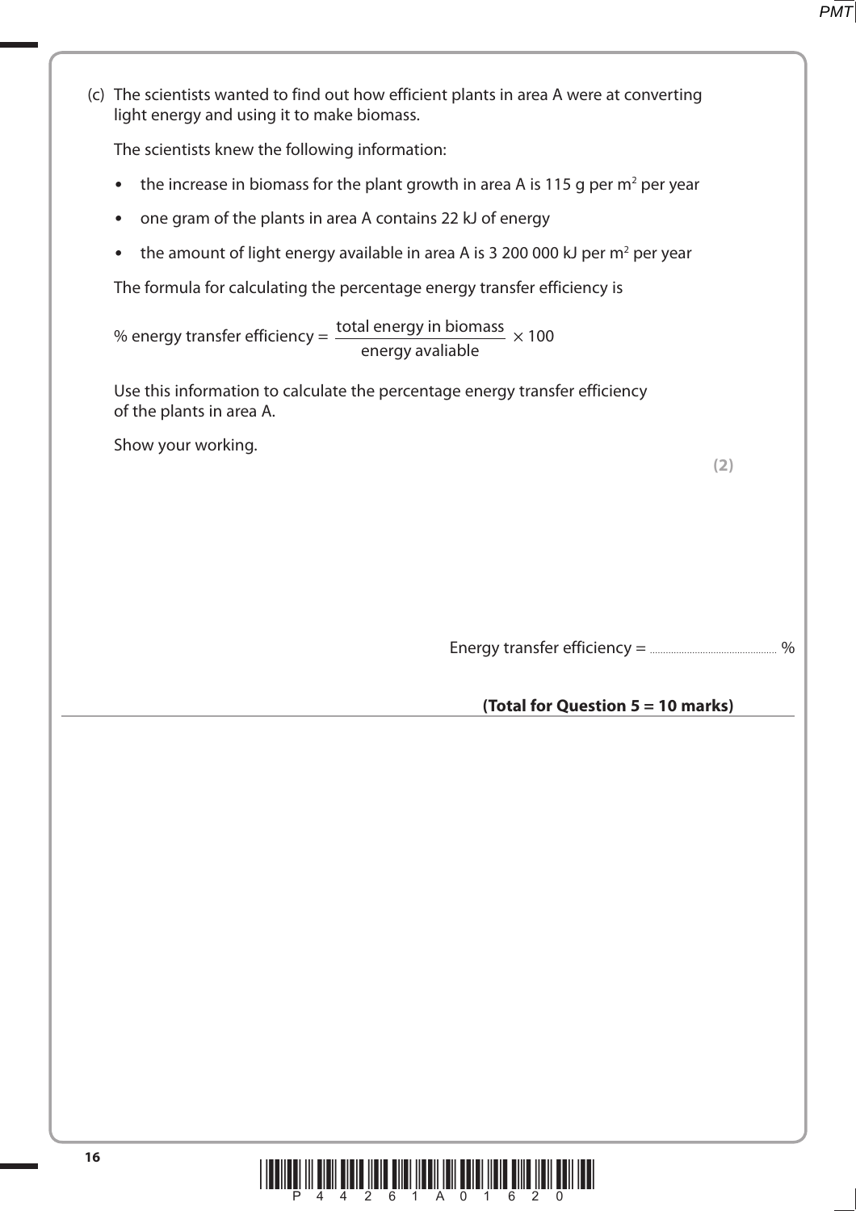(c) The scientists wanted to find out how efficient plants in area A were at converting light energy and using it to make biomass.

The scientists knew the following information:

- the increase in biomass for the plant growth in area A is 115 g per $m^2$ per year
- one gram of the plants in area A contains 22 kJ of energy
- the amount of light energy available in area A is 3 200 000 kJ per $m^2$ per year

The formula for calculating the percentage energy transfer efficiency is

$$\% \text{ energy transfer efficiency} = \frac{\text{total energy in biomass}}{\text{energy avaliable}} \times 100$$

Use this information to calculate the percentage energy transfer efficiency of the plants in area A.

Show your working.

**(2)**

Energy transfer efficiency = .................................................. %

**(Total for Question 5 = 10 marks)**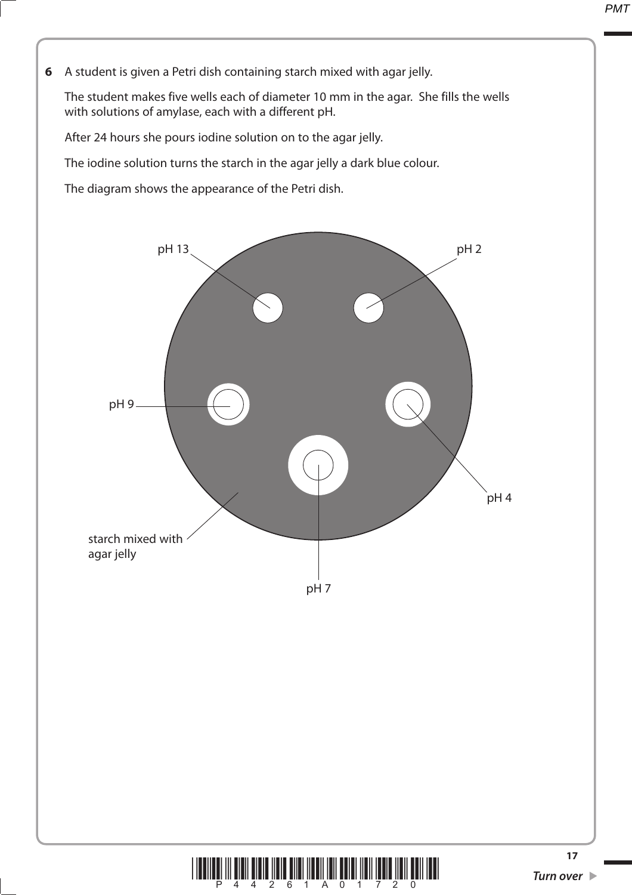**6** A student is given a Petri dish containing starch mixed with agar jelly.

The student makes five wells each of diameter 10 mm in the agar. She fills the wells with solutions of amylase, each with a different pH.

After 24 hours she pours iodine solution on to the agar jelly.

The iodine solution turns the starch in the agar jelly a dark blue colour.

The diagram shows the appearance of the Petri dish.

pH 13

pH 2

pH 9

pH 4

starch mixed with agar jelly

pH 7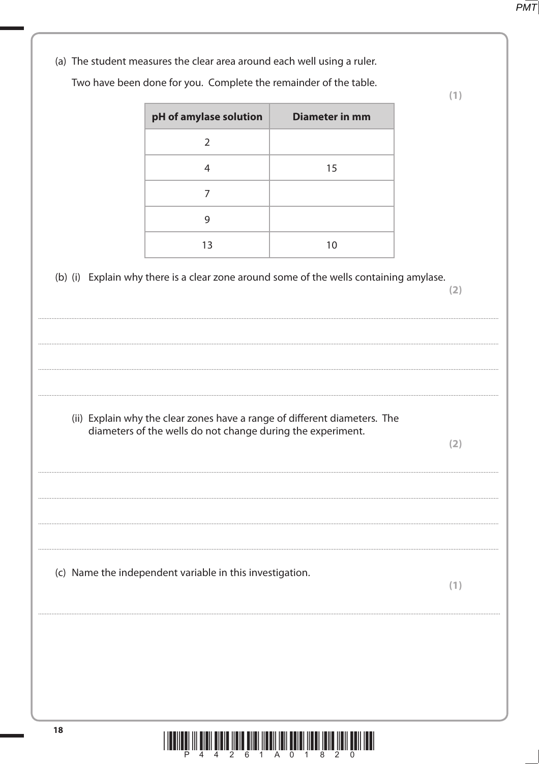(a) The student measures the clear area around each well using a ruler.

Two have been done for you. Complete the remainder of the table.

**(1)**

| pH of amylase solution | Diameter in mm |
|---|---|
| 2 | |
| 4 | 15 |
| 7 | |
| 9 | |
| 13 | 10 |

(b) (i) Explain why there is a clear zone around some of the wells containing amylase.

**(2)**

..............................................................................................................................................

..............................................................................................................................................

..............................................................................................................................................

..............................................................................................................................................

(ii) Explain why the clear zones have a range of different diameters. The diameters of the wells do not change during the experiment.

**(2)**

..............................................................................................................................................

..............................................................................................................................................

..............................................................................................................................................

..............................................................................................................................................

(c) Name the independent variable in this investigation.

**(1)**

..............................................................................................................................................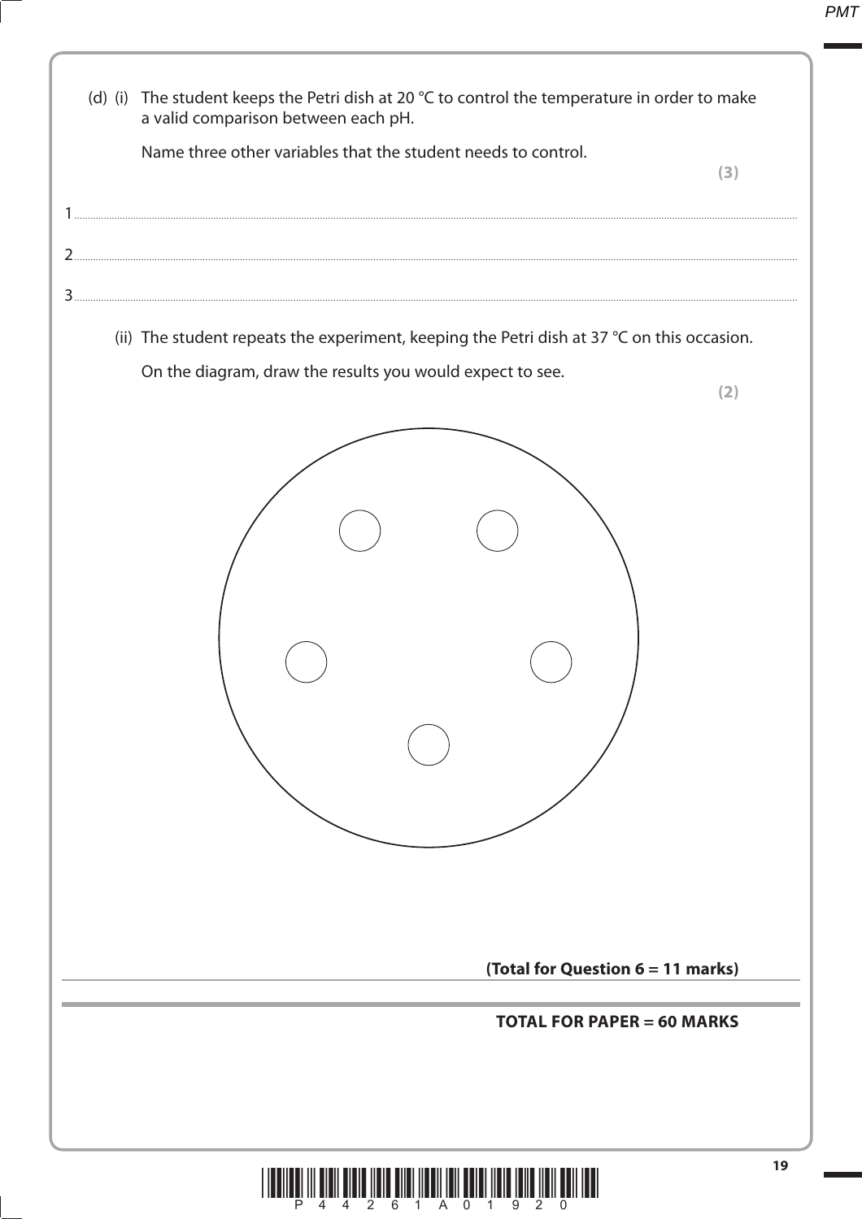(d) (i) The student keeps the Petri dish at 20 °C to control the temperature in order to make a valid comparison between each pH.

Name three other variables that the student needs to control.

**(3)**

1 ..................................................................................................................................................................................................................................................................................

2 ..................................................................................................................................................................................................................................................................................

3 ..................................................................................................................................................................................................................................................................................

(ii) The student repeats the experiment, keeping the Petri dish at 37 °C on this occasion.

On the diagram, draw the results you would expect to see.

**(2)**

**(Total for Question 6 = 11 marks)**

**TOTAL FOR PAPER = 60 MARKS**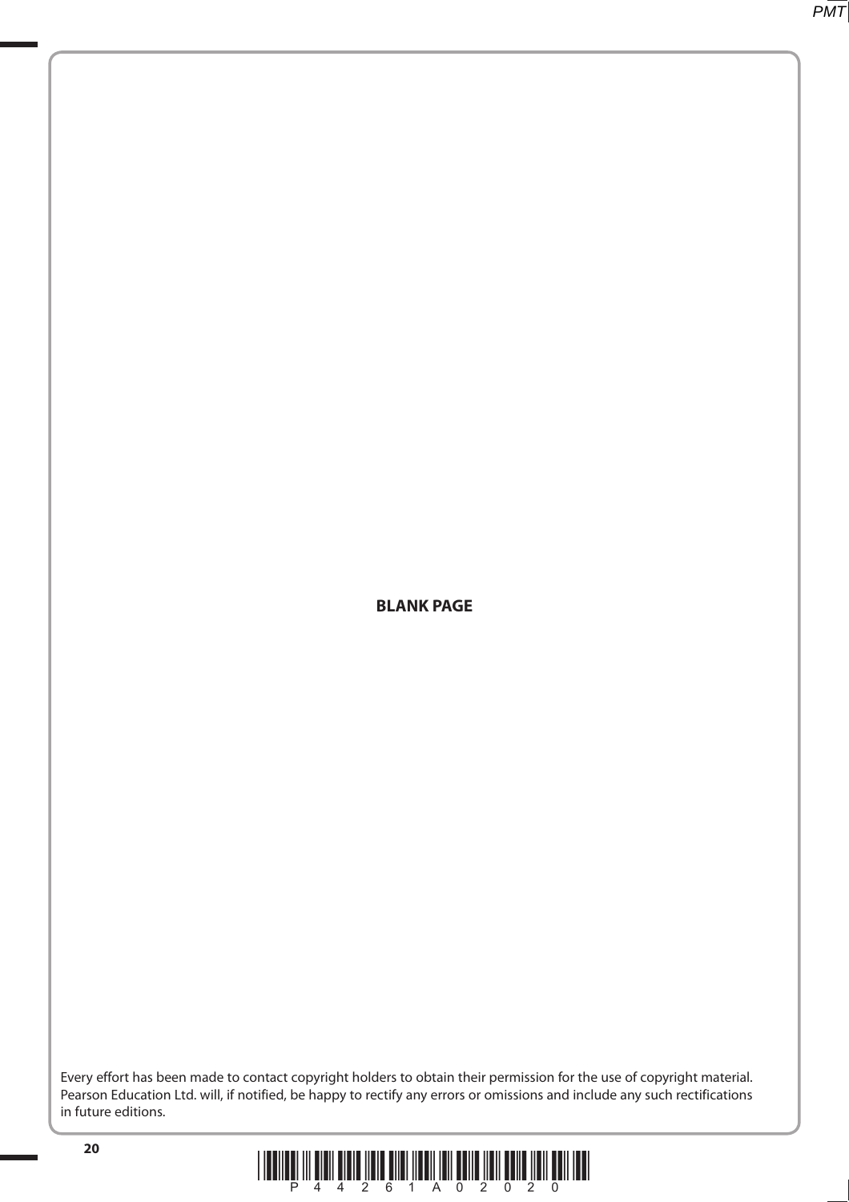**BLANK PAGE**

Every effort has been made to contact copyright holders to obtain their permission for the use of copyright material. Pearson Education Ltd. will, if notified, be happy to rectify any errors or omissions and include any such rectifications in future editions.